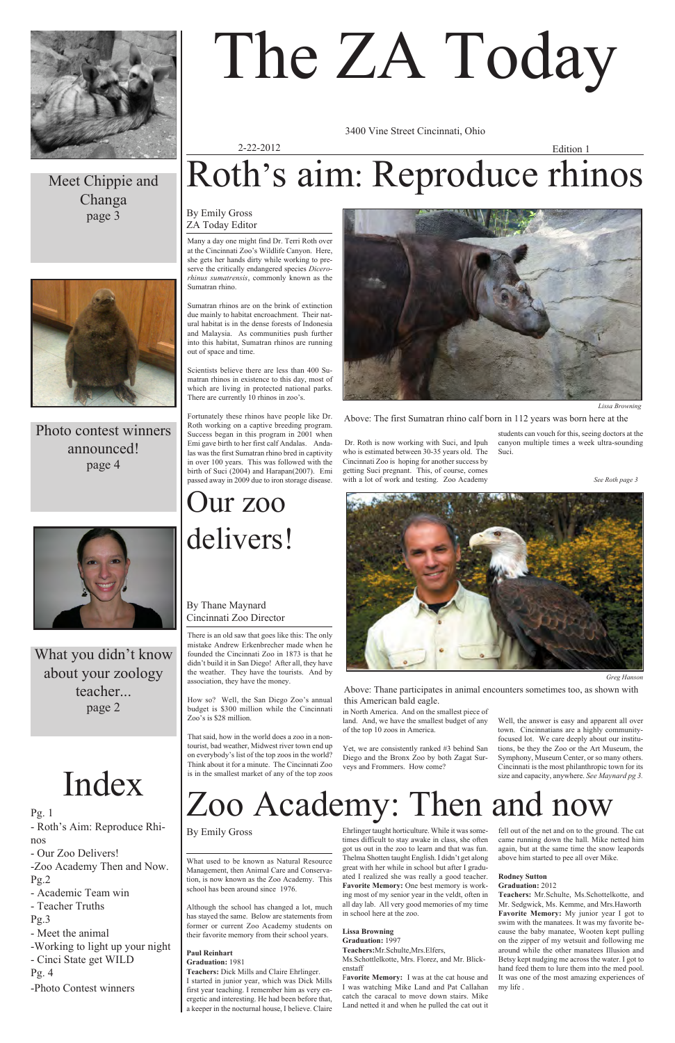# The ZA Today

3400 Vine Street Cincinnati, Ohio

2-22-2012

Edition 1

Meet Chippie and Changa
page 3

Photo contest winners announced!
page 4

What you didn't know about your zoology teacher...
page 2

## Roth's aim: Reproduce rhinos

By Emily Gross
ZA Today Editor

Many a day one might find Dr. Terri Roth over at the Cincinnati Zoo's Wildlife Canyon. Here, she gets her hands dirty while working to preserve the critically endangered species *Dicerorhinus sumatrensis*, commonly known as the Sumatran rhino.

Sumatran rhinos are on the brink of extinction due mainly to habitat encroachment. Their natural habitat is in the dense forests of Indonesia and Malaysia. As communities push further into this habitat, Sumatran rhinos are running out of space and time.

Scientists believe there are less than 400 Sumatran rhinos in existence to this day, most of which are living in protected national parks. There are currently 10 rhinos in zoo's.

Fortunately these rhinos have people like Dr. Roth working on a captive breeding program. Success began in this program in 2001 when Emi gave birth to her first calf Andalas. Andalas was the first Sumatran rhino bred in captivity in over 100 years. This was followed with the birth of Suci (2004) and Harapan(2007). Emi passed away in 2009 due to iron storage disease.

*Lissa Browning*

Above: The first Sumatran rhino calf born in 112 years was born here at the

Dr. Roth is now working with Suci, and Ipuh who is estimated between 30-35 years old. The Cincinnati Zoo is hoping for another success by getting Suci pregnant. This, of course, comes with a lot of work and testing. Zoo Academy students can vouch for this, seeing doctors at the canyon multiple times a week ultra-sounding Suci.

*See Roth page 3*

## Our zoo delivers!

By Thane Maynard
Cincinnati Zoo Director

There is an old saw that goes like this: The only mistake Andrew Erkenbrecher made when he founded the Cincinnati Zoo in 1873 is that he didn't build it in San Diego! After all, they have the weather. They have the tourists. And by association, they have the money.

How so? Well, the San Diego Zoo's annual budget is $300 million while the Cincinnati Zoo's is $28 million.

That said, how in the world does a zoo in a non-tourist, bad weather, Midwest river town end up on everybody's list of the top zoos in the world? Think about it for a minute. The Cincinnati Zoo is in the smallest market of any of the top zoos in North America. And on the smallest piece of land. And, we have the smallest budget of any of the top 10 zoos in America.

Yet, we are consistently ranked #3 behind San Diego and the Bronx Zoo by both Zagat Surveys and Frommers. How come?

Well, the answer is easy and apparent all over town. Cincinnatians are a highly community-focused lot. We care deeply about our institutions, be they the Zoo or the Art Museum, the Symphony, Museum Center, or so many others. Cincinnati is the most philanthropic town for its size and capacity, anywhere. *See Maynard pg 3.*

*Greg Hanson*

Above: Thane participates in animal encounters sometimes too, as shown with this American bald eagle.

## Index

Pg. 1
- Roth's Aim: Reproduce Rhinos
- Our Zoo Delivers!
-Zoo Academy Then and Now.

Pg.2
- Academic Team win
- Teacher Truths

Pg.3
- Meet the animal
-Working to light up your night
- Cinci State get WILD

Pg. 4
-Photo Contest winners

## Zoo Academy: Then and now

By Emily Gross

What used to be known as Natural Resource Management, then Animal Care and Conservation, is now known as the Zoo Academy. This school has been around since 1976.

Although the school has changed a lot, much has stayed the same. Below are statements from former or current Zoo Academy students on their favorite memory from their school years.

**Paul Reinhart**
**Graduation:** 1981
**Teachers:** Dick Mills and Claire Ehrlinger.
I started in junior year, which was Dick Mills first year teaching. I remember him as very energetic and interesting. He had been before that, a keeper in the nocturnal house, I believe. Claire Ehrlinger taught horticulture. While it was sometimes difficult to stay awake in class, she often got us out in the zoo to learn and that was fun. Thelma Shotten taught English. I didn't get along great with her while in school but after I graduated I realized she was really a good teacher.
**Favorite Memory:** One best memory is working most of my senior year in the veldt, often in all day lab. All very good memories of my time in school here at the zoo.

**Lissa Browning**
**Graduation:** 1997
**Teachers:**Mr.Schulte,Mrs.Elfers, Ms.Schottelkotte, Mrs. Florez, and Mr. Blickenstaff
**Favorite Memory:** I was at the cat house and I was watching Mike Land and Pat Callahan catch the caracal to move down stairs. Mike Land netted it and when he pulled the cat out it fell out of the net and on to the ground. The cat came running down the hall. Mike netted him again, but at the same time the snow leopards above him started to pee all over Mike.

**Rodney Sutton**
**Graduation:** 2012
**Teachers:** Mr.Schulte, Ms.Schottelkotte, and Mr. Sedgwick, Ms. Kemme, and Mrs.Haworth
**Favorite Memory:** My junior year I got to swim with the manatees. It was my favorite because the baby manatee, Wooten kept pulling on the zipper of my wetsuit and following me around while the other manatees Illusion and Betsy kept nudging me across the water. I got to hand feed them to lure them into the med pool. It was one of the most amazing experiences of my life .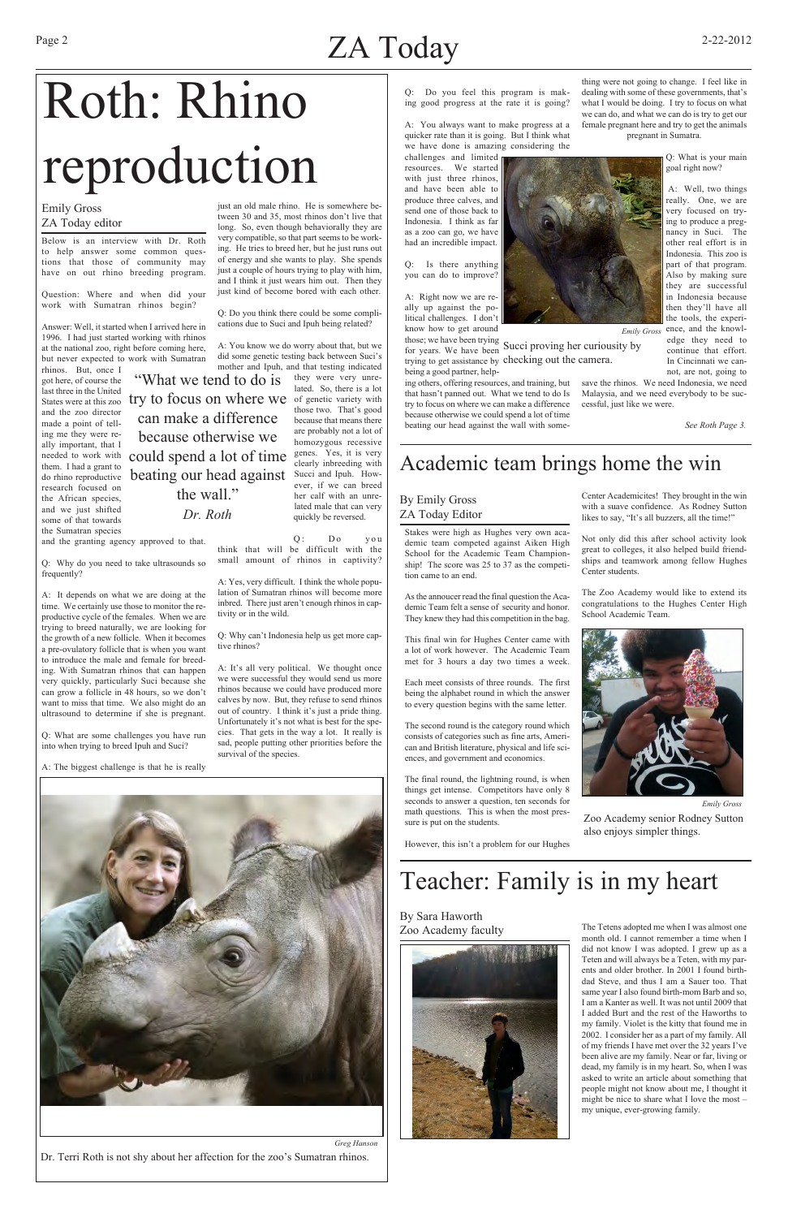# Roth: Rhino reproduction

Emily Gross
ZA Today editor

Below is an interview with Dr. Roth to help answer some common questions that those of community may have on out rhino breeding program.

Question: Where and when did your work with Sumatran rhinos begin?

Answer: Well, it started when I arrived here in 1996. I had just started working with rhinos at the national zoo, right before coming here, but never expected to work with Sumatran rhinos. But, once I got here, of course the last three in the United States were at this zoo and the zoo director made a point of telling me they were really important, that I needed to work with them. I had a grant to do rhino reproductive research focused on the African species, and we just shifted some of that towards the Sumatran species and the granting agency approved to that.

> "What we tend to do is try to focus on where we can make a difference because otherwise we could spend a lot of time beating our head against the wall."
> *Dr. Roth*

Q: Why do you need to take ultrasounds so frequently?

A: It depends on what we are doing at the time. We certainly use those to monitor the reproductive cycle of the females. When we are trying to breed naturally, we are looking for the growth of a new follicle. When it becomes a pre-ovulatory follicle that is when you want to introduce the male and female for breeding. With Sumatran rhinos that can happen very quickly, particularly Suci because she can grow a follicle in 48 hours, so we don't want to miss that time. We also might do an ultrasound to determine if she is pregnant.

Q: What are some challenges you have run into when trying to breed Ipuh and Suci?

A: The biggest challenge is that he is really just an old male rhino. He is somewhere between 30 and 35, most rhinos don't live that long. So, even though behaviorally they are very compatible, so that part seems to be working. He tries to breed her, but he just runs out of energy and she wants to play. She spends just a couple of hours trying to play with him, and I think it just wears him out. Then they just kind of become bored with each other.

Q: Do you think there could be some complications due to Suci and Ipuh being related?

A: You know we do worry about that, but we did some genetic testing back between Suci's mother and Ipuh, and that testing indicated they were very unrelated. So, there is a lot of genetic variety with those two. That's good because that means there are probably not a lot of homozygous recessive genes. Yes, it is very clearly inbreeding with Succi and Ipuh. However, if we can breed her calf with an unrelated male that can very quickly be reversed.

Q: Do you think that will be difficult with the small amount of rhinos in captivity?

A: Yes, very difficult. I think the whole population of Sumatran rhinos will become more inbred. There just aren't enough rhinos in captivity or in the wild.

Q: Why can't Indonesia help us get more captive rhinos?

A: It's all very political. We thought once we were successful they would send us more rhinos because we could have produced more calves by now. But, they refuse to send rhinos out of country. I think it's just a pride thing. Unfortunately it's not what is best for the species. That gets in the way a lot. It really is sad, people putting other priorities before the survival of the species.

Greg Hanson

Dr. Terri Roth is not shy about her affection for the zoo's Sumatran rhinos.

Q: Do you feel this program is making good progress at the rate it is going?

A: You always want to make progress at a quicker rate than it is going. But I think what we have done is amazing considering the challenges and limited resources. We started with just three rhinos, and have been able to produce three calves, and send one of those back to Indonesia. I think as far as a zoo can go, we have had an incredible impact.

Q: Is there anything you can do to improve?

A: Right now we are really up against the political challenges. I don't know how to get around those; we have been trying for years. We have been trying to get assistance by being a good partner, helping others, offering resources, and training, but that hasn't panned out. What we tend to do Is try to focus on where we can make a difference because otherwise we could spend a lot of time beating our head against the wall with something were not going to change. I feel like in dealing with some of these governments, that's what I would be doing. I try to focus on what we can do, and what we can do is try to get our female pregnant here and try to get the animals pregnant in Sumatra.

Emily Gross

Succi proving her curiousity by checking out the camera.

Q: What is your main goal right now?

A: Well, two things really. One, we are very focused on trying to produce a pregnancy in Suci. The other real effort is in Indonesia. This zoo is part of that program. Also by making sure they are successful in Indonesia because then they'll have all the tools, the experience, and the knowledge they need to continue that effort. In Cincinnati we cannot, are not, going to save the rhinos. We need Indonesia, we need Malaysia, and we need everybody to be successful, just like we were.

*See Roth Page 3.*

# Academic team brings home the win

By Emily Gross
ZA Today Editor

Stakes were high as Hughes very own academic team competed against Aiken High School for the Academic Team Championship! The score was 25 to 37 as the competition came to an end.

As the annoucer read the final question the Academic Team felt a sense of security and honor. They knew they had this competition in the bag.

This final win for Hughes Center came with a lot of work however. The Academic Team met for 3 hours a day two times a week.

Each meet consists of three rounds. The first being the alphabet round in which the answer to every question begins with the same letter.

The second round is the category round which consists of categories such as fine arts, American and British literature, physical and life sciences, and government and economics.

The final round, the lightning round, is when things get intense. Competitors have only 8 seconds to answer a question, ten seconds for math questions. This is when the most pressure is put on the students.

However, this isn't a problem for our Hughes Center Academicites! They brought in the win with a suave confidence. As Rodney Sutton likes to say, "It's all buzzers, all the time!"

Not only did this after school activity look great to colleges, it also helped build friendships and teamwork among fellow Hughes Center students.

The Zoo Academy would like to extend its congratulations to the Hughes Center High School Academic Team.

Emily Gross

Zoo Academy senior Rodney Sutton also enjoys simpler things.

# Teacher: Family is in my heart

By Sara Haworth
Zoo Academy faculty

The Tetens adopted me when I was almost one month old. I cannot remember a time when I did not know I was adopted. I grew up as a Teten and will always be a Teten, with my parents and older brother. In 2001 I found birth-dad Steve, and thus I am a Sauer too. That same year I also found birth-mom Barb and so, I am a Kanter as well. It was not until 2009 that I added Burt and the rest of the Haworths to my family. Violet is the kitty that found me in 2002. I consider her as a part of my family. All of my friends I have met over the 32 years I've been alive are my family. Near or far, living or dead, my family is in my heart. So, when I was asked to write an article about something that people might not know about me, I thought it might be nice to share what I love the most – my unique, ever-growing family.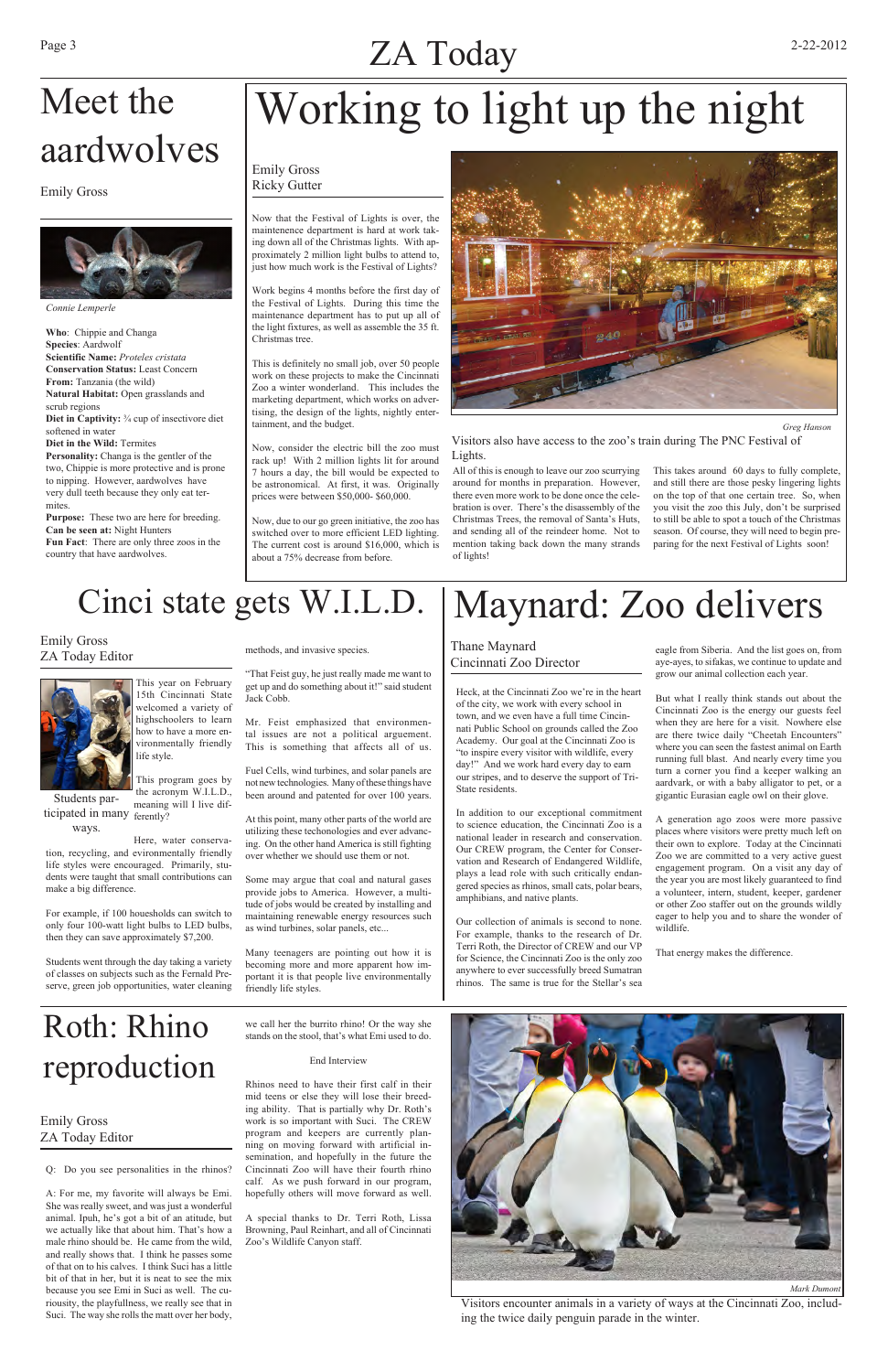# Meet the aardwolves

Emily Gross

*Connie Lemperle*

**Who**: Chippie and Changa
**Species**: Aardwolf
**Scientific Name:** *Proteles cristata*
**Conservation Status:** Least Concern
**From:** Tanzania (the wild)
**Natural Habitat:** Open grasslands and scrub regions
**Diet in Captivity:** ¾ cup of insectivore diet softened in water
**Diet in the Wild:** Termites
**Personality:** Changa is the gentler of the two, Chippie is more protective and is prone to nipping. However, aardwolves have very dull teeth because they only eat termites.
**Purpose:** These two are here for breeding.
**Can be seen at:** Night Hunters
**Fun Fact**: There are only three zoos in the country that have aardwolves.

# Working to light up the night

Emily Gross
Ricky Gutter

Now that the Festival of Lights is over, the maintenence department is hard at work taking down all of the Christmas lights. With approximately 2 million light bulbs to attend to, just how much work is the Festival of Lights?

Work begins 4 months before the first day of the Festival of Lights. During this time the maintenance department has to put up all of the light fixtures, as well as assemble the 35 ft. Christmas tree.

This is definitely no small job, over 50 people work on these projects to make the Cincinnati Zoo a winter wonderland. This includes the marketing department, which works on advertising, the design of the lights, nightly entertainment, and the budget.

Now, consider the electric bill the zoo must rack up! With 2 million lights lit for around 7 hours a day, the bill would be expected to be astronomical. At first, it was. Originally prices were between $50,000- $60,000.

Now, due to our go green initiative, the zoo has switched over to more efficient LED lighting. The current cost is around $16,000, which is about a 75% decrease from before.

*Greg Hanson*

Visitors also have access to the zoo's train during The PNC Festival of Lights.

All of this is enough to leave our zoo scurrying around for months in preparation. However, there even more work to be done once the celebration is over. There's the disassembly of the Christmas Trees, the removal of Santa's Huts, and sending all of the reindeer home. Not to mention taking back down the many strands of lights!

This takes around 60 days to fully complete, and still there are those pesky lingering lights on the top of that one certain tree. So, when you visit the zoo this July, don't be surprised to still be able to spot a touch of the Christmas season. Of course, they will need to begin preparing for the next Festival of Lights soon!

# Cinci state gets W.I.L.D.

Emily Gross
ZA Today Editor

This year on February 15th Cincinnati State welcomed a variety of highschoolers to learn how to make a more environmentally friendly life style.

Students participated in many ways.

This program goes by the acronym W.I.L.D., meaning will I live differently?

Here, water conservation, recycling, and environmentally friendly life styles were encouraged. Primarily, students were taught that small contributions can make a big difference.

For example, if 100 househols can switch to only four 100-watt light bulbs to LED bulbs, then they can save approximately $7,200.

Students went through the day taking a variety of classes on subjects such as the Fernald Preserve, green job opportunities, water cleaning methods, and invasive species.

"That Feist guy, he just really made me want to get up and do something about it!" said student Jack Cobb.

Mr. Feist emphasized that environmental issues are not a political arguement. This is something that affects all of us.

Fuel Cells, wind turbines, and solar panels are not new technologies. Many of these things have been around and patented for over 100 years.

At this point, many other parts of the world are utilizing these techonologies and ever advancing. On the other hand America is still fighting over whether we should use them or not.

Some may argue that coal and natural gases provide jobs to America. However, a multitude of jobs would be created by installing and maintaining renewable energy resources such as wind turbines, solar panels, etc...

Many teenagers are pointing out how it is becoming more and more apparent how important it is that people live environmentally friendly life styles.

# Maynard: Zoo delivers

Thane Maynard
Cincinnati Zoo Director

Heck, at the Cincinnati Zoo we're in the heart of the city, we work with every school in town, and we even have a full time Cincinnati Public School on grounds called the Zoo Academy. Our goal at the Cincinnati Zoo is "to inspire every visitor with wildlife, every day!" And we work hard every day to earn our stripes, and to deserve the support of Tri-State residents.

In addition to our exceptional commitment to science education, the Cincinnati Zoo is a national leader in research and conservation. Our CREW program, the Center for Conservation and Research of Endangered Wildlife, plays a lead role with such critically endangered species as rhinos, small cats, polar bears, amphibians, and native plants.

Our collection of animals is second to none. For example, thanks to the research of Dr. Terri Roth, the Director of CREW and our VP for Science, the Cincinnati Zoo is the only zoo anywhere to ever successfully breed Sumatran rhinos. The same is true for the Stellar's sea eagle from Siberia. And the list goes on, from aye-ayes, to sifakas, we continue to update and grow our animal collection each year.

But what I really think stands out about the Cincinnati Zoo is the energy our guests feel when they are here for a visit. Nowhere else are there twice daily "Cheetah Encounters" where you can seen the fastest animal on Earth running full blast. And nearly every time you turn a corner you find a keeper walking an aardvark, or with a baby alligator to pet, or a gigantic Eurasian eagle owl on their glove.

A generation ago zoos were more passive places where visitors were pretty much left on their own to explore. Today at the Cincinnati Zoo we are committed to a very active guest engagement program. On a visit any day of the year you are most likely guaranteed to find a volunteer, intern, student, keeper, gardener or other Zoo staffer out on the grounds wildly eager to help you and to share the wonder of wildlife.

That energy makes the difference.

# Roth: Rhino reproduction

Emily Gross
ZA Today Editor

Q: Do you see personalities in the rhinos?

A: For me, my favorite will always be Emi. She was really sweet, and was just a wonderful animal. Ipuh, he's got a bit of an atitude, but we actually like that about him. That's how a male rhino should be. He came from the wild, and really shows that. I think he passes some of that on to his calves. I think Suci has a little bit of that in her, but it is neat to see the mix because you see Emi in Suci as well. The curiousity, the playfullness, we really see that in Suci. The way she rolls the matt over her body, we call her the burrito rhino! Or the way she stands on the stool, that's what Emi used to do.

End Interview

Rhinos need to have their first calf in their mid teens or else they will lose their breeding ability. That is partially why Dr. Roth's work is so important with Suci. The CREW program and keepers are currently planning on moving forward with artificial insemination, and hopefully in the future the Cincinnati Zoo will have their fourth rhino calf. As we push forward in our program, hopefully others will move forward as well.

A special thanks to Dr. Terri Roth, Lissa Browning, Paul Reinhart, and all of Cincinnati Zoo's Wildlife Canyon staff.

*Mark Dumont*

Visitors encounter animals in a variety of ways at the Cincinnati Zoo, including the twice daily penguin parade in the winter.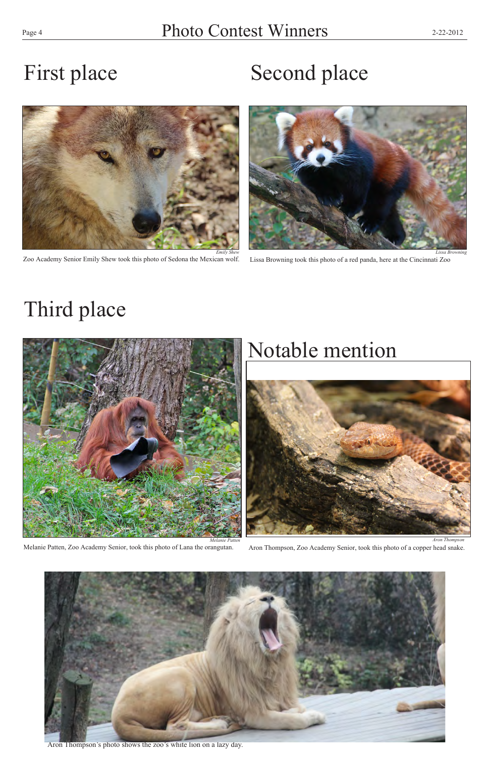# Photo Contest Winners

## First place

*Emily Shew*

Zoo Academy Senior Emily Shew took this photo of Sedona the Mexican wolf.

## Second place

*Lissa Browning*

Lissa Browning took this photo of a red panda, here at the Cincinnati Zoo

## Third place

*Melanie Patten*

Melanie Patten, Zoo Academy Senior, took this photo of Lana the orangutan.

## Notable mention

*Aron Thompson*

Aron Thompson, Zoo Academy Senior, took this photo of a copper head snake.

Aron Thompson's photo shows the zoo's white lion on a lazy day.